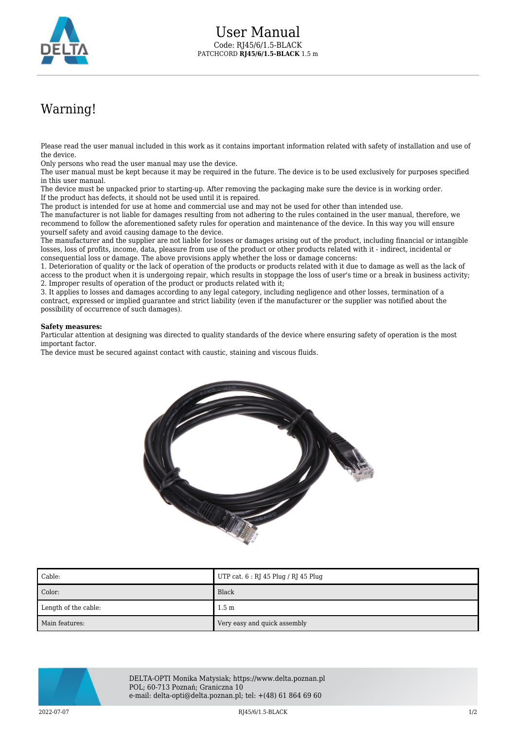# User Manual

Code: RJ45/6/1.5-BLACK
PATCHCORD **RJ45/6/1.5-BLACK** 1.5 m

## Warning!

Please read the user manual included in this work as it contains important information related with safety of installation and use of the device.
Only persons who read the user manual may use the device.
The user manual must be kept because it may be required in the future. The device is to be used exclusively for purposes specified in this user manual.
The device must be unpacked prior to starting-up. After removing the packaging make sure the device is in working order.
If the product has defects, it should not be used until it is repaired.
The product is intended for use at home and commercial use and may not be used for other than intended use.
The manufacturer is not liable for damages resulting from not adhering to the rules contained in the user manual, therefore, we recommend to follow the aforementioned safety rules for operation and maintenance of the device. In this way you will ensure yourself safety and avoid causing damage to the device.
The manufacturer and the supplier are not liable for losses or damages arising out of the product, including financial or intangible losses, loss of profits, income, data, pleasure from use of the product or other products related with it - indirect, incidental or consequential loss or damage. The above provisions apply whether the loss or damage concerns:
1. Deterioration of quality or the lack of operation of the products or products related with it due to damage as well as the lack of access to the product when it is undergoing repair, which results in stoppage the loss of user's time or a break in business activity;
2. Improper results of operation of the product or products related with it;
3. It applies to losses and damages according to any legal category, including negligence and other losses, termination of a contract, expressed or implied guarantee and strict liability (even if the manufacturer or the supplier was notified about the possibility of occurrence of such damages).

**Safety measures:**
Particular attention at designing was directed to quality standards of the device where ensuring safety of operation is the most important factor.
The device must be secured against contact with caustic, staining and viscous fluids.

| Cable: | UTP cat. 6 : RJ 45 Plug / RJ 45 Plug |
|---|---|
| Color: | Black |
| Length of the cable: | 1.5 m |
| Main features: | Very easy and quick assembly |

DELTA-OPTI Monika Matysiak; https://www.delta.poznan.pl
POL; 60-713 Poznań; Graniczna 10
e-mail: delta-opti@delta.poznan.pl; tel: +(48) 61 864 69 60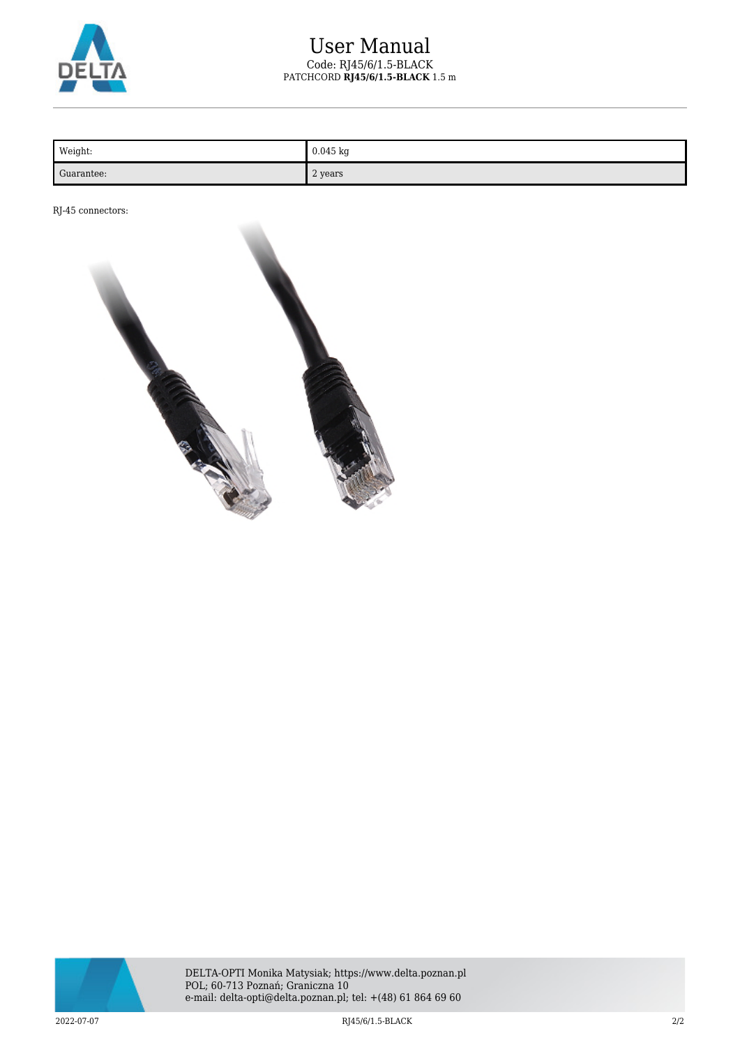| | |
|---|---|
| Weight: | 0.045 kg |
| Guarantee: | 2 years |

RJ-45 connectors: